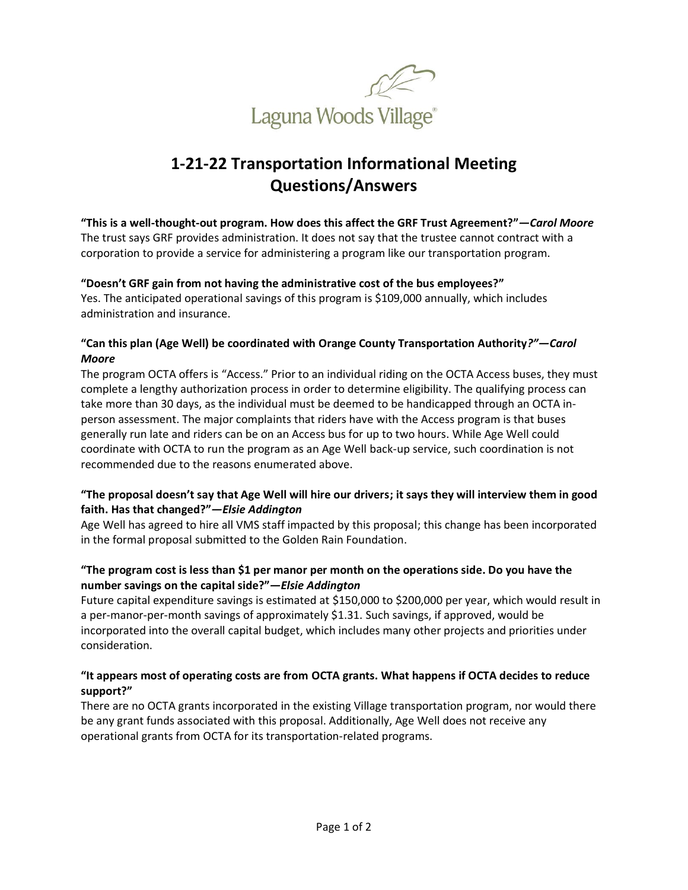Laguna Woods Village®

# 1-21-22 Transportation Informational Meeting Questions/Answers

**"This is a well-thought-out program. How does this affect the GRF Trust Agreement?"—*Carol Moore***
The trust says GRF provides administration. It does not say that the trustee cannot contract with a corporation to provide a service for administering a program like our transportation program.

**"Doesn't GRF gain from not having the administrative cost of the bus employees?"**
Yes. The anticipated operational savings of this program is $109,000 annually, which includes administration and insurance.

**"Can this plan (Age Well) be coordinated with Orange County Transportation Authority*?"—Carol Moore***
The program OCTA offers is "Access." Prior to an individual riding on the OCTA Access buses, they must complete a lengthy authorization process in order to determine eligibility. The qualifying process can take more than 30 days, as the individual must be deemed to be handicapped through an OCTA in-person assessment. The major complaints that riders have with the Access program is that buses generally run late and riders can be on an Access bus for up to two hours. While Age Well could coordinate with OCTA to run the program as an Age Well back-up service, such coordination is not recommended due to the reasons enumerated above.

**"The proposal doesn't say that Age Well will hire our drivers; it says they will interview them in good faith. Has that changed?"—*Elsie Addington***
Age Well has agreed to hire all VMS staff impacted by this proposal; this change has been incorporated in the formal proposal submitted to the Golden Rain Foundation.

**"The program cost is less than $1 per manor per month on the operations side. Do you have the number savings on the capital side?"—*Elsie Addington***
Future capital expenditure savings is estimated at $150,000 to $200,000 per year, which would result in a per-manor-per-month savings of approximately $1.31. Such savings, if approved, would be incorporated into the overall capital budget, which includes many other projects and priorities under consideration.

**"It appears most of operating costs are from OCTA grants. What happens if OCTA decides to reduce support?"**
There are no OCTA grants incorporated in the existing Village transportation program, nor would there be any grant funds associated with this proposal. Additionally, Age Well does not receive any operational grants from OCTA for its transportation-related programs.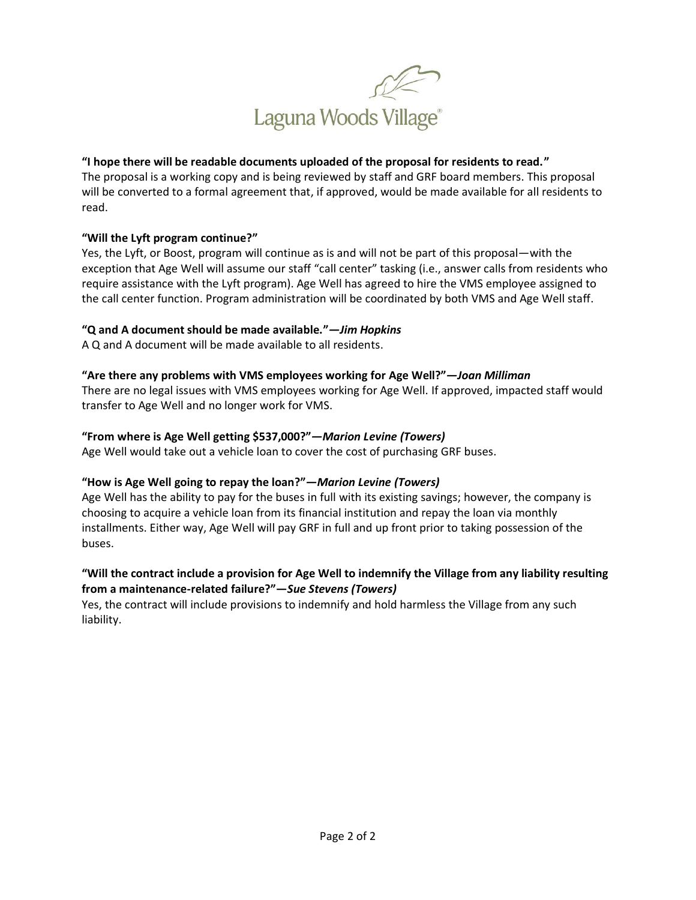**"I hope there will be readable documents uploaded of the proposal for residents to read."**
The proposal is a working copy and is being reviewed by staff and GRF board members. This proposal will be converted to a formal agreement that, if approved, would be made available for all residents to read.

**"Will the Lyft program continue?"**
Yes, the Lyft, or Boost, program will continue as is and will not be part of this proposal—with the exception that Age Well will assume our staff "call center" tasking (i.e., answer calls from residents who require assistance with the Lyft program). Age Well has agreed to hire the VMS employee assigned to the call center function. Program administration will be coordinated by both VMS and Age Well staff.

**"Q and A document should be made available."—*Jim Hopkins***
A Q and A document will be made available to all residents.

**"Are there any problems with VMS employees working for Age Well?"—*Joan Milliman***
There are no legal issues with VMS employees working for Age Well. If approved, impacted staff would transfer to Age Well and no longer work for VMS.

**"From where is Age Well getting $537,000?"—*Marion Levine (Towers)***
Age Well would take out a vehicle loan to cover the cost of purchasing GRF buses.

**"How is Age Well going to repay the loan?"—*Marion Levine (Towers)***
Age Well has the ability to pay for the buses in full with its existing savings; however, the company is choosing to acquire a vehicle loan from its financial institution and repay the loan via monthly installments. Either way, Age Well will pay GRF in full and up front prior to taking possession of the buses.

**"Will the contract include a provision for Age Well to indemnify the Village from any liability resulting from a maintenance-related failure?"—*Sue Stevens (Towers)***
Yes, the contract will include provisions to indemnify and hold harmless the Village from any such liability.